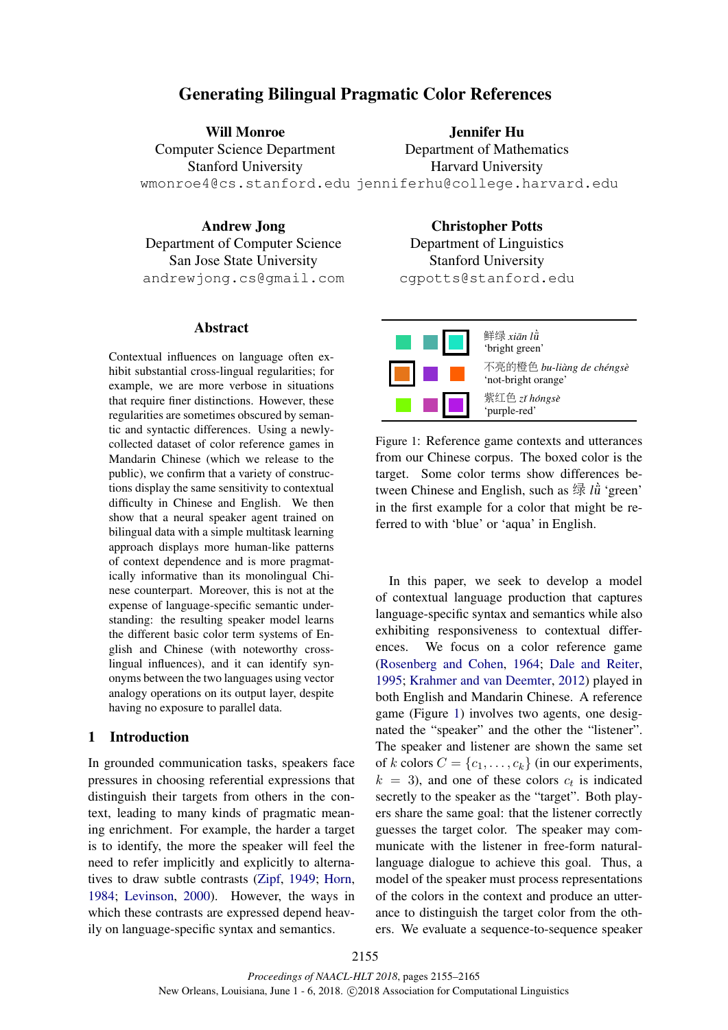# Generating Bilingual Pragmatic Color References

**Will Monroe**
Computer Science Department
Stanford University
wmonroe4@cs.stanford.edu

**Jennifer Hu**
Department of Mathematics
Harvard University
jenniferhu@college.harvard.edu

**Andrew Jong**
Department of Computer Science
San Jose State University
andrewjong.cs@gmail.com

**Christopher Potts**
Department of Linguistics
Stanford University
cgpotts@stanford.edu

## Abstract

Contextual influences on language often exhibit substantial cross-lingual regularities; for example, we are more verbose in situations that require finer distinctions. However, these regularities are sometimes obscured by semantic and syntactic differences. Using a newly-collected dataset of color reference games in Mandarin Chinese (which we release to the public), we confirm that a variety of constructions display the same sensitivity to contextual difficulty in Chinese and English. We then show that a neural speaker agent trained on bilingual data with a simple multitask learning approach displays more human-like patterns of context dependence and is more pragmatically informative than its monolingual Chinese counterpart. Moreover, this is not at the expense of language-specific semantic understanding: the resulting speaker model learns the different basic color term systems of English and Chinese (with noteworthy cross-lingual influences), and it can identify synonyms between the two languages using vector analogy operations on its output layer, despite having no exposure to parallel data.

## 1 Introduction

In grounded communication tasks, speakers face pressures in choosing referential expressions that distinguish their targets from others in the context, leading to many kinds of pragmatic meaning enrichment. For example, the harder a target is to identify, the more the speaker will feel the need to refer implicitly and explicitly to alternatives to draw subtle contrasts (Zipf, 1949; Horn, 1984; Levinson, 2000). However, the ways in which these contrasts are expressed depend heavily on language-specific syntax and semantics.

| | |
|---|---|
| | 鲜绿 *xiān lǜ* 'bright green' |
| | 不亮的橙色 *bu-liàng de chéngsè* 'not-bright orange' |
| | 紫红色 *zǐ hóngsè* 'purple-red' |

Figure 1: Reference game contexts and utterances from our Chinese corpus. The boxed color is the target. Some color terms show differences between Chinese and English, such as 绿 *lǜ* 'green' in the first example for a color that might be referred to with 'blue' or 'aqua' in English.

In this paper, we seek to develop a model of contextual language production that captures language-specific syntax and semantics while also exhibiting responsiveness to contextual differences. We focus on a color reference game (Rosenberg and Cohen, 1964; Dale and Reiter, 1995; Krahmer and van Deemter, 2012) played in both English and Mandarin Chinese. A reference game (Figure 1) involves two agents, one designated the "speaker" and the other the "listener". The speaker and listener are shown the same set of $k$ colors $C = \{c_1, \ldots, c_k\}$ (in our experiments, $k = 3$), and one of these colors $c_t$ is indicated secretly to the speaker as the "target". Both players share the same goal: that the listener correctly guesses the target color. The speaker may communicate with the listener in free-form natural-language dialogue to achieve this goal. Thus, a model of the speaker must process representations of the colors in the context and produce an utterance to distinguish the target color from the others. We evaluate a sequence-to-sequence speaker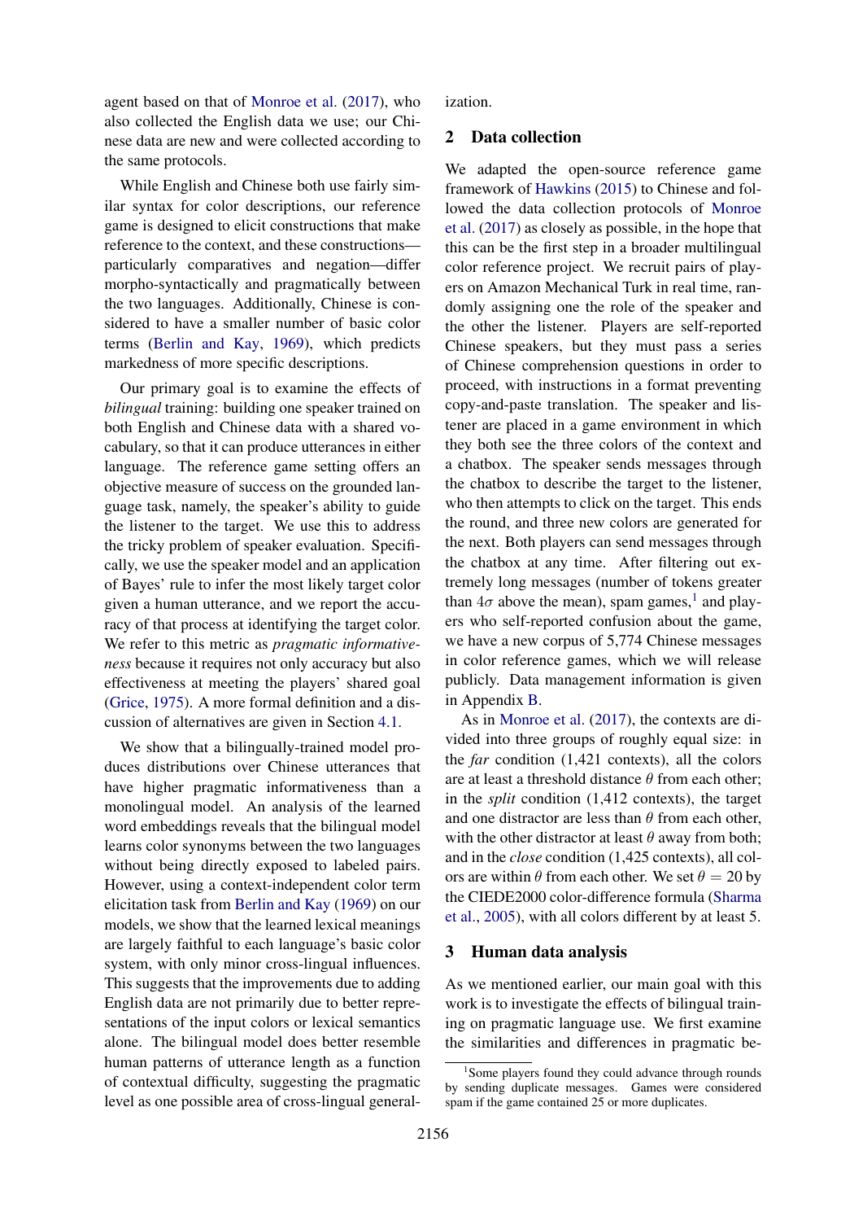agent based on that of Monroe et al. (2017), who also collected the English data we use; our Chinese data are new and were collected according to the same protocols.

While English and Chinese both use fairly similar syntax for color descriptions, our reference game is designed to elicit constructions that make reference to the context, and these constructions—particularly comparatives and negation—differ morpho-syntactically and pragmatically between the two languages. Additionally, Chinese is considered to have a smaller number of basic color terms (Berlin and Kay, 1969), which predicts markedness of more specific descriptions.

Our primary goal is to examine the effects of *bilingual* training: building one speaker trained on both English and Chinese data with a shared vocabulary, so that it can produce utterances in either language. The reference game setting offers an objective measure of success on the grounded language task, namely, the speaker's ability to guide the listener to the target. We use this to address the tricky problem of speaker evaluation. Specifically, we use the speaker model and an application of Bayes' rule to infer the most likely target color given a human utterance, and we report the accuracy of that process at identifying the target color. We refer to this metric as *pragmatic informativeness* because it requires not only accuracy but also effectiveness at meeting the players' shared goal (Grice, 1975). A more formal definition and a discussion of alternatives are given in Section 4.1.

We show that a bilingually-trained model produces distributions over Chinese utterances that have higher pragmatic informativeness than a monolingual model. An analysis of the learned word embeddings reveals that the bilingual model learns color synonyms between the two languages without being directly exposed to labeled pairs. However, using a context-independent color term elicitation task from Berlin and Kay (1969) on our models, we show that the learned lexical meanings are largely faithful to each language's basic color system, with only minor cross-lingual influences. This suggests that the improvements due to adding English data are not primarily due to better representations of the input colors or lexical semantics alone. The bilingual model does better resemble human patterns of utterance length as a function of contextual difficulty, suggesting the pragmatic level as one possible area of cross-lingual generalization.

## 2 Data collection

We adapted the open-source reference game framework of Hawkins (2015) to Chinese and followed the data collection protocols of Monroe et al. (2017) as closely as possible, in the hope that this can be the first step in a broader multilingual color reference project. We recruit pairs of players on Amazon Mechanical Turk in real time, randomly assigning one the role of the speaker and the other the listener. Players are self-reported Chinese speakers, but they must pass a series of Chinese comprehension questions in order to proceed, with instructions in a format preventing copy-and-paste translation. The speaker and listener are placed in a game environment in which they both see the three colors of the context and a chatbox. The speaker sends messages through the chatbox to describe the target to the listener, who then attempts to click on the target. This ends the round, and three new colors are generated for the next. Both players can send messages through the chatbox at any time. After filtering out extremely long messages (number of tokens greater than $4\sigma$ above the mean), spam games,[1] and players who self-reported confusion about the game, we have a new corpus of 5,774 Chinese messages in color reference games, which we will release publicly. Data management information is given in Appendix B.

As in Monroe et al. (2017), the contexts are divided into three groups of roughly equal size: in the *far* condition (1,421 contexts), all the colors are at least a threshold distance $\theta$ from each other; in the *split* condition (1,412 contexts), the target and one distractor are less than $\theta$ from each other, with the other distractor at least $\theta$ away from both; and in the *close* condition (1,425 contexts), all colors are within $\theta$ from each other. We set $\theta = 20$ by the CIEDE2000 color-difference formula (Sharma et al., 2005), with all colors different by at least 5.

## 3 Human data analysis

As we mentioned earlier, our main goal with this work is to investigate the effects of bilingual training on pragmatic language use. We first examine the similarities and differences in pragmatic be-

[1] Some players found they could advance through rounds by sending duplicate messages. Games were considered spam if the game contained 25 or more duplicates.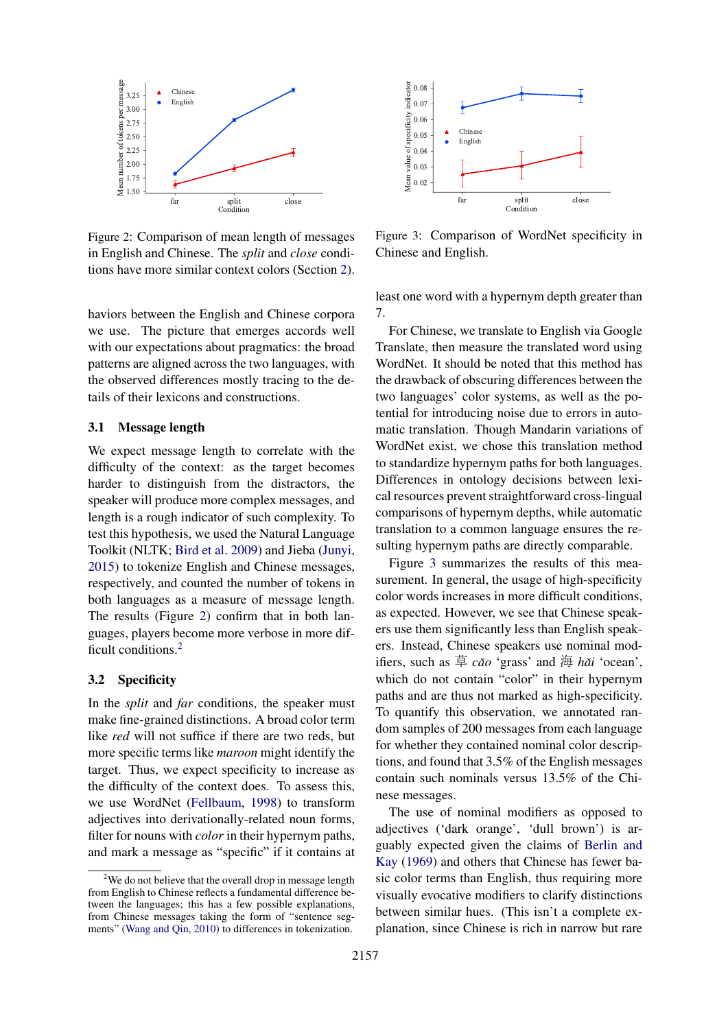Figure 2: Comparison of mean length of messages in English and Chinese. The *split* and *close* conditions have more similar context colors (Section 2).

Figure 3: Comparison of WordNet specificity in Chinese and English.

haviors between the English and Chinese corpora we use. The picture that emerges accords well with our expectations about pragmatics: the broad patterns are aligned across the two languages, with the observed differences mostly tracing to the details of their lexicons and constructions.

### 3.1 Message length

We expect message length to correlate with the difficulty of the context: as the target becomes harder to distinguish from the distractors, the speaker will produce more complex messages, and length is a rough indicator of such complexity. To test this hypothesis, we used the Natural Language Toolkit (NLTK; Bird et al. 2009) and Jieba (Junyi, 2015) to tokenize English and Chinese messages, respectively, and counted the number of tokens in both languages as a measure of message length. The results (Figure 2) confirm that in both languages, players become more verbose in more difficult conditions.[2]

### 3.2 Specificity

In the *split* and *far* conditions, the speaker must make fine-grained distinctions. A broad color term like *red* will not suffice if there are two reds, but more specific terms like *maroon* might identify the target. Thus, we expect specificity to increase as the difficulty of the context does. To assess this, we use WordNet (Fellbaum, 1998) to transform adjectives into derivationally-related noun forms, filter for nouns with *color* in their hypernym paths, and mark a message as "specific" if it contains at least one word with a hypernym depth greater than 7.

For Chinese, we translate to English via Google Translate, then measure the translated word using WordNet. It should be noted that this method has the drawback of obscuring differences between the two languages' color systems, as well as the potential for introducing noise due to errors in automatic translation. Though Mandarin variations of WordNet exist, we chose this translation method to standardize hypernym paths for both languages. Differences in ontology decisions between lexical resources prevent straightforward cross-lingual comparisons of hypernym depths, while automatic translation to a common language ensures the resulting hypernym paths are directly comparable.

Figure 3 summarizes the results of this measurement. In general, the usage of high-specificity color words increases in more difficult conditions, as expected. However, we see that Chinese speakers use them significantly less than English speakers. Instead, Chinese speakers use nominal modifiers, such as 草 *cǎo* 'grass' and 海 *hǎi* 'ocean', which do not contain "color" in their hypernym paths and are thus not marked as high-specificity. To quantify this observation, we annotated random samples of 200 messages from each language for whether they contained nominal color descriptions, and found that 3.5% of the English messages contain such nominals versus 13.5% of the Chinese messages.

The use of nominal modifiers as opposed to adjectives ('dark orange', 'dull brown') is arguably expected given the claims of Berlin and Kay (1969) and others that Chinese has fewer basic color terms than English, thus requiring more visually evocative modifiers to clarify distinctions between similar hues. (This isn't a complete explanation, since Chinese is rich in narrow but rare

[2] We do not believe that the overall drop in message length from English to Chinese reflects a fundamental difference between the languages; this has a few possible explanations, from Chinese messages taking the form of "sentence segments" (Wang and Qin, 2010) to differences in tokenization.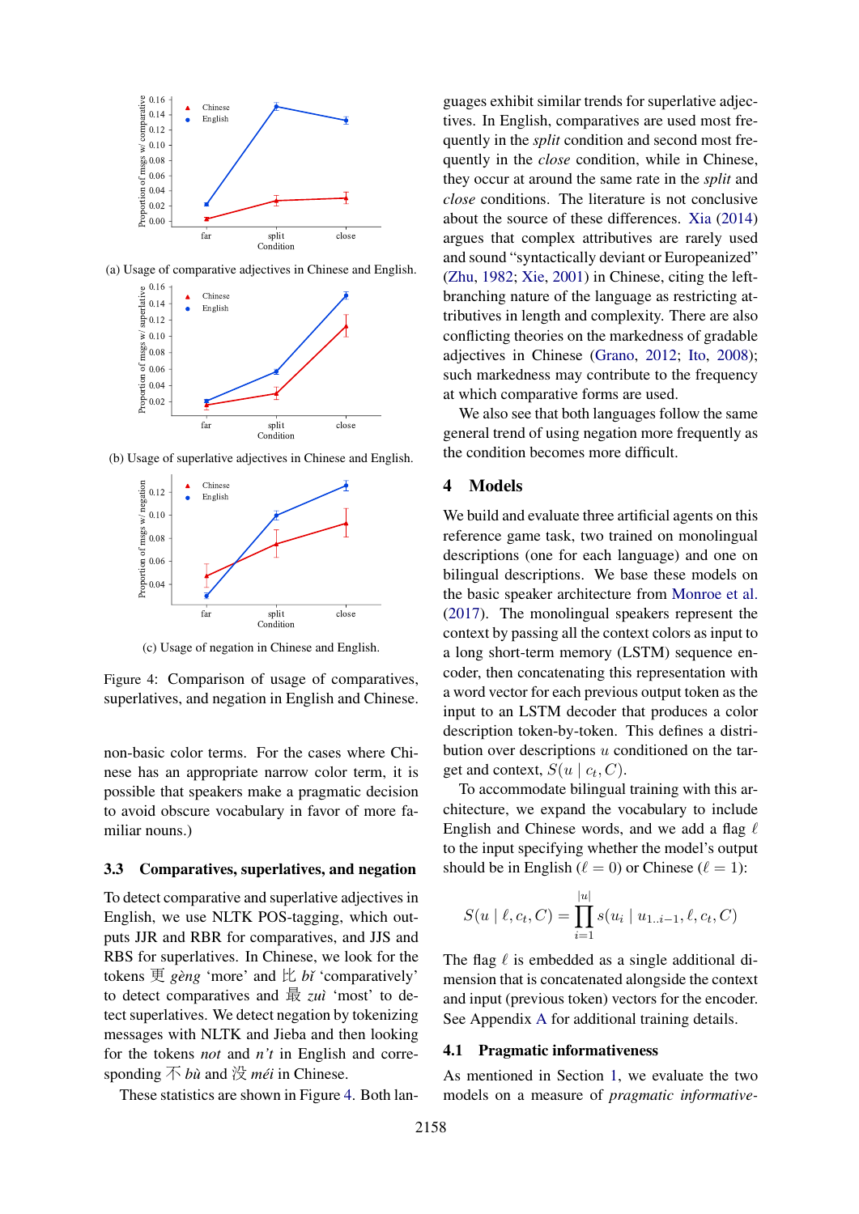(a) Usage of comparative adjectives in Chinese and English.

(b) Usage of superlative adjectives in Chinese and English.

(c) Usage of negation in Chinese and English.

Figure 4: Comparison of usage of comparatives, superlatives, and negation in English and Chinese.

non-basic color terms. For the cases where Chinese has an appropriate narrow color term, it is possible that speakers make a pragmatic decision to avoid obscure vocabulary in favor of more familiar nouns.)

### 3.3 Comparatives, superlatives, and negation

To detect comparative and superlative adjectives in English, we use NLTK POS-tagging, which outputs JJR and RBR for comparatives, and JJS and RBS for superlatives. In Chinese, we look for the tokens 更 *gèng* 'more' and 比 *bǐ* 'comparatively' to detect comparatives and 最 *zuì* 'most' to detect superlatives. We detect negation by tokenizing messages with NLTK and Jieba and then looking for the tokens *not* and *n't* in English and corresponding 不 *bù* and 没 *méi* in Chinese.

These statistics are shown in Figure 4. Both languages exhibit similar trends for superlative adjectives. In English, comparatives are used most frequently in the *split* condition and second most frequently in the *close* condition, while in Chinese, they occur at around the same rate in the *split* and *close* conditions. The literature is not conclusive about the source of these differences. Xia (2014) argues that complex attributives are rarely used and sound "syntactically deviant or Europeanized" (Zhu, 1982; Xie, 2001) in Chinese, citing the left-branching nature of the language as restricting attributives in length and complexity. There are also conflicting theories on the markedness of gradable adjectives in Chinese (Grano, 2012; Ito, 2008); such markedness may contribute to the frequency at which comparative forms are used.

We also see that both languages follow the same general trend of using negation more frequently as the condition becomes more difficult.

## 4 Models

We build and evaluate three artificial agents on this reference game task, two trained on monolingual descriptions (one for each language) and one on bilingual descriptions. We base these models on the basic speaker architecture from Monroe et al. (2017). The monolingual speakers represent the context by passing all the context colors as input to a long short-term memory (LSTM) sequence encoder, then concatenating this representation with a word vector for each previous output token as the input to an LSTM decoder that produces a color description token-by-token. This defines a distribution over descriptions $u$ conditioned on the target and context, $S(u \mid c_t, C)$.

To accommodate bilingual training with this architecture, we expand the vocabulary to include English and Chinese words, and we add a flag $\ell$ to the input specifying whether the model's output should be in English ($\ell = 0$) or Chinese ($\ell = 1$):

$$S(u \mid \ell, c_t, C) = \prod_{i=1}^{|u|} s(u_i \mid u_{1..i-1}, \ell, c_t, C)$$

The flag $\ell$ is embedded as a single additional dimension that is concatenated alongside the context and input (previous token) vectors for the encoder. See Appendix A for additional training details.

### 4.1 Pragmatic informativeness

As mentioned in Section 1, we evaluate the two models on a measure of *pragmatic informative-*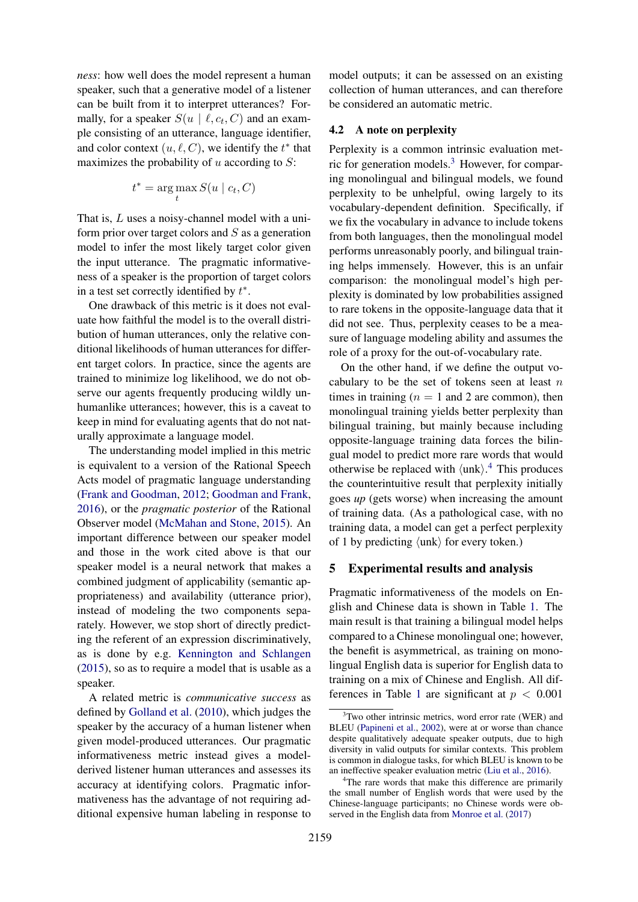*ness*: how well does the model represent a human speaker, such that a generative model of a listener can be built from it to interpret utterances? Formally, for a speaker $S(u \mid \ell, c_t, C)$ and an example consisting of an utterance, language identifier, and color context $(u, \ell, C)$, we identify the $t^*$ that maximizes the probability of $u$ according to $S$:

$$t^* = \arg\max_t S(u \mid c_t, C)$$

That is, $L$ uses a noisy-channel model with a uniform prior over target colors and $S$ as a generation model to infer the most likely target color given the input utterance. The pragmatic informativeness of a speaker is the proportion of target colors in a test set correctly identified by $t^*$.

One drawback of this metric is it does not evaluate how faithful the model is to the overall distribution of human utterances, only the relative conditional likelihoods of human utterances for different target colors. In practice, since the agents are trained to minimize log likelihood, we do not observe our agents frequently producing wildly unhumanlike utterances; however, this is a caveat to keep in mind for evaluating agents that do not naturally approximate a language model.

The understanding model implied in this metric is equivalent to a version of the Rational Speech Acts model of pragmatic language understanding (Frank and Goodman, 2012; Goodman and Frank, 2016), or the *pragmatic posterior* of the Rational Observer model (McMahan and Stone, 2015). An important difference between our speaker model and those in the work cited above is that our speaker model is a neural network that makes a combined judgment of applicability (semantic appropriateness) and availability (utterance prior), instead of modeling the two components separately. However, we stop short of directly predicting the referent of an expression discriminatively, as is done by e.g. Kennington and Schlangen (2015), so as to require a model that is usable as a speaker.

A related metric is *communicative success* as defined by Golland et al. (2010), which judges the speaker by the accuracy of a human listener when given model-produced utterances. Our pragmatic informativeness metric instead gives a model-derived listener human utterances and assesses its accuracy at identifying colors. Pragmatic informativeness has the advantage of not requiring additional expensive human labeling in response to model outputs; it can be assessed on an existing collection of human utterances, and can therefore be considered an automatic metric.

### 4.2 A note on perplexity

Perplexity is a common intrinsic evaluation metric for generation models.[3] However, for comparing monolingual and bilingual models, we found perplexity to be unhelpful, owing largely to its vocabulary-dependent definition. Specifically, if we fix the vocabulary in advance to include tokens from both languages, then the monolingual model performs unreasonably poorly, and bilingual training helps immensely. However, this is an unfair comparison: the monolingual model's high perplexity is dominated by low probabilities assigned to rare tokens in the opposite-language data that it did not see. Thus, perplexity ceases to be a measure of language modeling ability and assumes the role of a proxy for the out-of-vocabulary rate.

On the other hand, if we define the output vocabulary to be the set of tokens seen at least $n$ times in training ($n = 1$ and 2 are common), then monolingual training yields better perplexity than bilingual training, but mainly because including opposite-language training data forces the bilingual model to predict more rare words that would otherwise be replaced with ⟨unk⟩.[4] This produces the counterintuitive result that perplexity initially goes *up* (gets worse) when increasing the amount of training data. (As a pathological case, with no training data, a model can get a perfect perplexity of 1 by predicting ⟨unk⟩ for every token.)

## 5 Experimental results and analysis

Pragmatic informativeness of the models on English and Chinese data is shown in Table 1. The main result is that training a bilingual model helps compared to a Chinese monolingual one; however, the benefit is asymmetrical, as training on monolingual English data is superior for English data to training on a mix of Chinese and English. All differences in Table 1 are significant at $p < 0.001$

[3] Two other intrinsic metrics, word error rate (WER) and BLEU (Papineni et al., 2002), were at or worse than chance despite qualitatively adequate speaker outputs, due to high diversity in valid outputs for similar contexts. This problem is common in dialogue tasks, for which BLEU is known to be an ineffective speaker evaluation metric (Liu et al., 2016).

[4] The rare words that make this difference are primarily the small number of English words that were used by the Chinese-language participants; no Chinese words were observed in the English data from Monroe et al. (2017)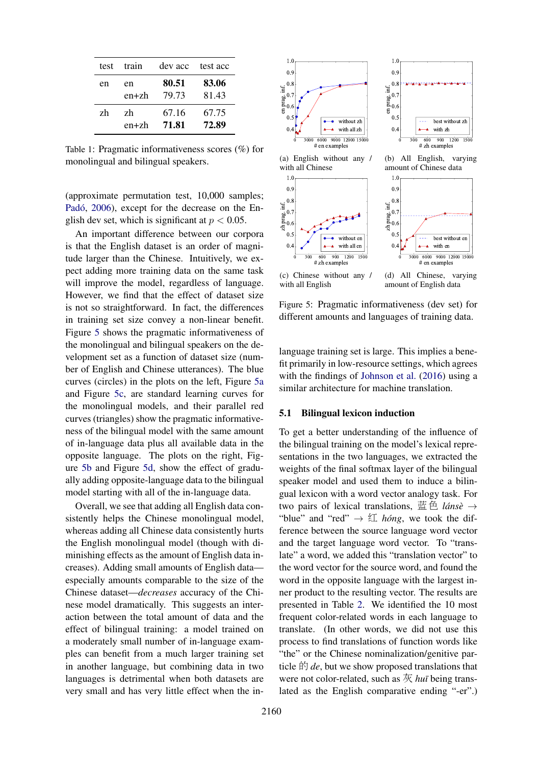| test | train | dev acc | test acc |
|---|---|---|---|
| en | en | **80.51** | **83.06** |
| | en+zh | 79.73 | 81.43 |
| zh | zh | 67.16 | 67.75 |
| | en+zh | **71.81** | **72.89** |

Table 1: Pragmatic informativeness scores (%) for monolingual and bilingual speakers.

(approximate permutation test, 10,000 samples; Padó, 2006), except for the decrease on the English dev set, which is significant at $p < 0.05$.

An important difference between our corpora is that the English dataset is an order of magnitude larger than the Chinese. Intuitively, we expect adding more training data on the same task will improve the model, regardless of language. However, we find that the effect of dataset size is not so straightforward. In fact, the differences in training set size convey a non-linear benefit. Figure 5 shows the pragmatic informativeness of the monolingual and bilingual speakers on the development set as a function of dataset size (number of English and Chinese utterances). The blue curves (circles) in the plots on the left, Figure 5a and Figure 5c, are standard learning curves for the monolingual models, and their parallel red curves (triangles) show the pragmatic informativeness of the bilingual model with the same amount of in-language data plus all available data in the opposite language. The plots on the right, Figure 5b and Figure 5d, show the effect of gradually adding opposite-language data to the bilingual model starting with all of the in-language data.

Overall, we see that adding all English data consistently helps the Chinese monolingual model, whereas adding all Chinese data consistently hurts the English monolingual model (though with diminishing effects as the amount of English data increases). Adding small amounts of English data—especially amounts comparable to the size of the Chinese dataset—*decreases* accuracy of the Chinese model dramatically. This suggests an interaction between the total amount of data and the effect of bilingual training: a model trained on a moderately small number of in-language examples can benefit from a much larger training set in another language, but combining data in two languages is detrimental when both datasets are very small and has very little effect when the in-language training set is large. This implies a benefit primarily in low-resource settings, which agrees with the findings of Johnson et al. (2016) using a similar architecture for machine translation.

(a) English without any / with all Chinese

(b) All English, varying amount of Chinese data

(c) Chinese without any / with all English

(d) All Chinese, varying amount of English data

Figure 5: Pragmatic informativeness (dev set) for different amounts and languages of training data.

### 5.1 Bilingual lexicon induction

To get a better understanding of the influence of the bilingual training on the model's lexical representations in the two languages, we extracted the weights of the final softmax layer of the bilingual speaker model and used them to induce a bilingual lexicon with a word vector analogy task. For two pairs of lexical translations, 蓝色 *lánsè* → "blue" and "red" → 红 *hóng*, we took the difference between the source language word vector and the target language word vector. To "translate" a word, we added this "translation vector" to the word vector for the source word, and found the word in the opposite language with the largest inner product to the resulting vector. The results are presented in Table 2. We identified the 10 most frequent color-related words in each language to translate. (In other words, we did not use this process to find translations of function words like "the" or the Chinese nominalization/genitive particle 的 *de*, but we show proposed translations that were not color-related, such as 灰 *huī* being translated as the English comparative ending "-er".)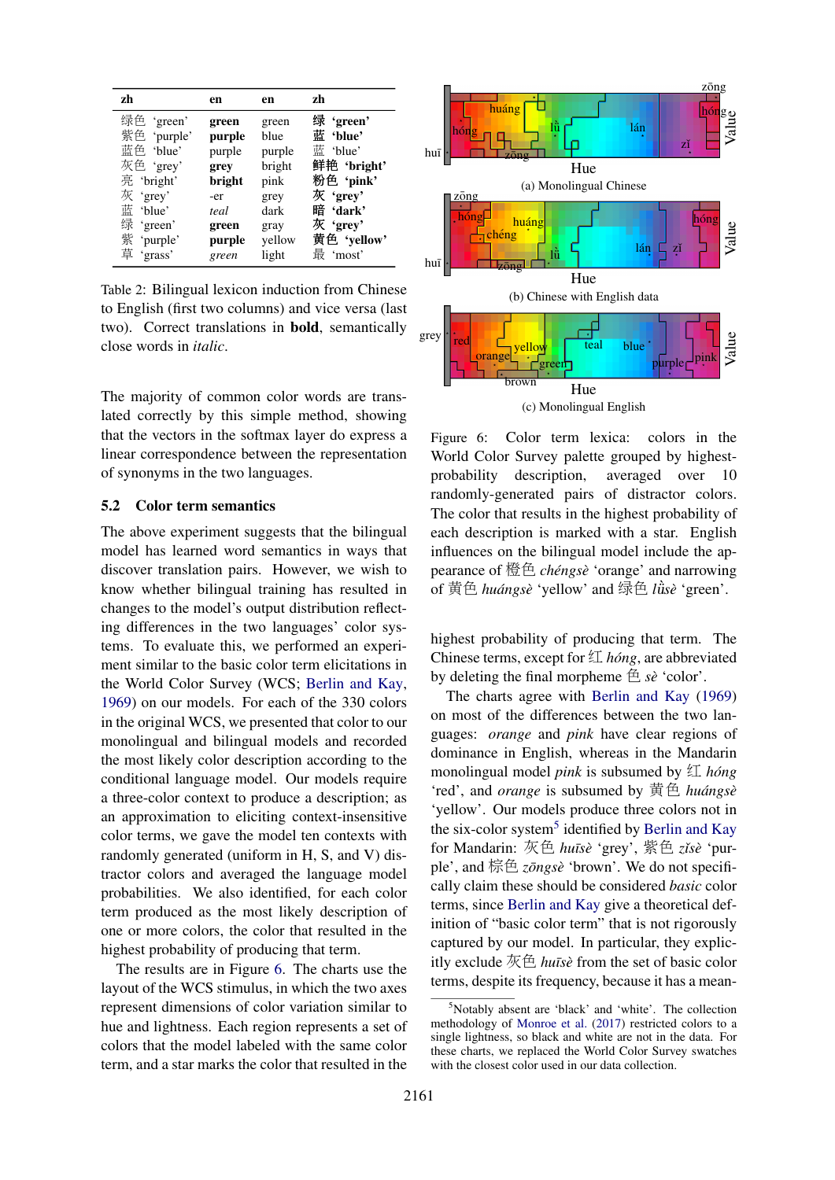| zh | | en | en | zh | |
|---|---|---|---|---|---|
| 绿色 | 'green' | **green** | green | **绿** | **'green'** |
| 紫色 | 'purple' | **purple** | blue | **蓝** | **'blue'** |
| 蓝色 | 'blue' | purple | purple | 蓝 | 'blue' |
| 灰色 | 'grey' | **grey** | bright | **鲜艳** | **'bright'** |
| 亮 | 'bright' | **bright** | pink | **粉色** | **'pink'** |
| 灰 | 'grey' | -er | grey | **灰** | **'grey'** |
| 蓝 | 'blue' | *teal* | dark | **暗** | **'dark'** |
| 绿 | 'green' | **green** | gray | **灰** | **'grey'** |
| 紫 | 'purple' | **purple** | yellow | **黄色** | **'yellow'** |
| 草 | 'grass' | *green* | light | 最 | 'most' |

Table 2: Bilingual lexicon induction from Chinese to English (first two columns) and vice versa (last two). Correct translations in **bold**, semantically close words in *italic*.

The majority of common color words are translated correctly by this simple method, showing that the vectors in the softmax layer do express a linear correspondence between the representation of synonyms in the two languages.

## 5.2 Color term semantics

The above experiment suggests that the bilingual model has learned word semantics in ways that discover translation pairs. However, we wish to know whether bilingual training has resulted in changes to the model's output distribution reflecting differences in the two languages' color systems. To evaluate this, we performed an experiment similar to the basic color term elicitations in the World Color Survey (WCS; Berlin and Kay, 1969) on our models. For each of the 330 colors in the original WCS, we presented that color to our monolingual and bilingual models and recorded the most likely color description according to the conditional language model. Our models require a three-color context to produce a description; as an approximation to eliciting context-insensitive color terms, we gave the model ten contexts with randomly generated (uniform in H, S, and V) distractor colors and averaged the language model probabilities. We also identified, for each color term produced as the most likely description of one or more colors, the color that resulted in the highest probability of producing that term.

The results are in Figure 6. The charts use the layout of the WCS stimulus, in which the two axes represent dimensions of color variation similar to hue and lightness. Each region represents a set of colors that the model labeled with the same color term, and a star marks the color that resulted in the highest probability of producing that term. The Chinese terms, except for 红 *hóng*, are abbreviated by deleting the final morpheme 色 *sè* 'color'.

Figure 6: Color term lexica: colors in the World Color Survey palette grouped by highest-probability description, averaged over 10 randomly-generated pairs of distractor colors. The color that results in the highest probability of each description is marked with a star. English influences on the bilingual model include the appearance of 橙色 *chéngsè* 'orange' and narrowing of 黄色 *huángsè* 'yellow' and 绿色 *lǜsè* 'green'.

The charts agree with Berlin and Kay (1969) on most of the differences between the two languages: *orange* and *pink* have clear regions of dominance in English, whereas in the Mandarin monolingual model *pink* is subsumed by 红 *hóng* 'red', and *orange* is subsumed by 黄色 *huángsè* 'yellow'. Our models produce three colors not in the six-color system[5] identified by Berlin and Kay for Mandarin: 灰色 *huīsè* 'grey', 紫色 *zǐsè* 'purple', and 棕色 *zōngsè* 'brown'. We do not specifically claim these should be considered *basic* color terms, since Berlin and Kay give a theoretical definition of "basic color term" that is not rigorously captured by our model. In particular, they explicitly exclude 灰色 *huīsè* from the set of basic color terms, despite its frequency, because it has a mean-

[5] Notably absent are 'black' and 'white'. The collection methodology of Monroe et al. (2017) restricted colors to a single lightness, so black and white are not in the data. For these charts, we replaced the World Color Survey swatches with the closest color used in our data collection.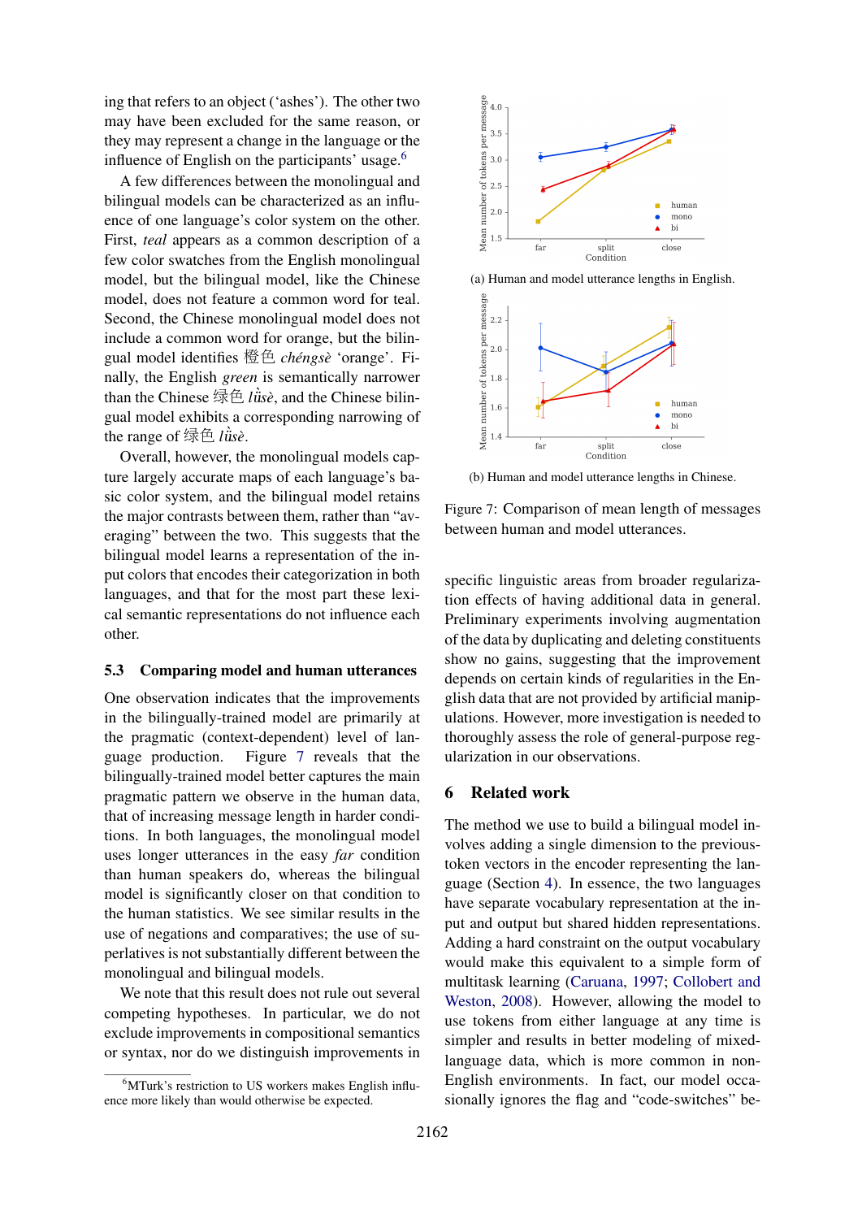ing that refers to an object ('ashes'). The other two may have been excluded for the same reason, or they may represent a change in the language or the influence of English on the participants' usage.[6]

A few differences between the monolingual and bilingual models can be characterized as an influence of one language's color system on the other. First, *teal* appears as a common description of a few color swatches from the English monolingual model, but the bilingual model, like the Chinese model, does not feature a common word for teal. Second, the Chinese monolingual model does not include a common word for orange, but the bilingual model identifies 橙色 *chéngsè* 'orange'. Finally, the English *green* is semantically narrower than the Chinese 绿色 *lǜsè*, and the Chinese bilingual model exhibits a corresponding narrowing of the range of 绿色 *lǜsè*.

Overall, however, the monolingual models capture largely accurate maps of each language's basic color system, and the bilingual model retains the major contrasts between them, rather than "averaging" between the two. This suggests that the bilingual model learns a representation of the input colors that encodes their categorization in both languages, and that for the most part these lexical semantic representations do not influence each other.

### 5.3 Comparing model and human utterances

One observation indicates that the improvements in the bilingually-trained model are primarily at the pragmatic (context-dependent) level of language production. Figure 7 reveals that the bilingually-trained model better captures the main pragmatic pattern we observe in the human data, that of increasing message length in harder conditions. In both languages, the monolingual model uses longer utterances in the easy *far* condition than human speakers do, whereas the bilingual model is significantly closer on that condition to the human statistics. We see similar results in the use of negations and comparatives; the use of superlatives is not substantially different between the monolingual and bilingual models.

We note that this result does not rule out several competing hypotheses. In particular, we do not exclude improvements in compositional semantics or syntax, nor do we distinguish improvements in specific linguistic areas from broader regularization effects of having additional data in general. Preliminary experiments involving augmentation of the data by duplicating and deleting constituents show no gains, suggesting that the improvement depends on certain kinds of regularities in the English data that are not provided by artificial manipulations. However, more investigation is needed to thoroughly assess the role of general-purpose regularization in our observations.

(a) Human and model utterance lengths in English.

(b) Human and model utterance lengths in Chinese.

Figure 7: Comparison of mean length of messages between human and model utterances.

## 6 Related work

The method we use to build a bilingual model involves adding a single dimension to the previous-token vectors in the encoder representing the language (Section 4). In essence, the two languages have separate vocabulary representation at the input and output but shared hidden representations. Adding a hard constraint on the output vocabulary would make this equivalent to a simple form of multitask learning (Caruana, 1997; Collobert and Weston, 2008). However, allowing the model to use tokens from either language at any time is simpler and results in better modeling of mixed-language data, which is more common in non-English environments. In fact, our model occasionally ignores the flag and "code-switches" be-

[6] MTurk's restriction to US workers makes English influence more likely than would otherwise be expected.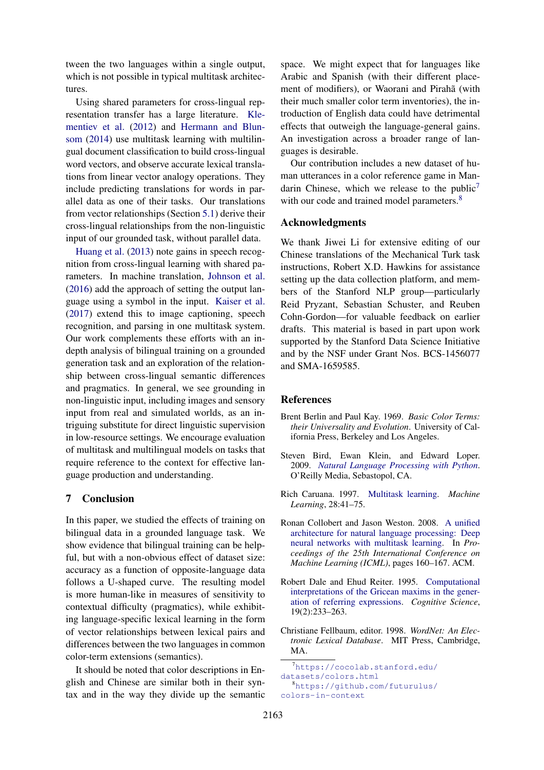tween the two languages within a single output, which is not possible in typical multitask architectures.

Using shared parameters for cross-lingual representation transfer has a large literature. Klementiev et al. (2012) and Hermann and Blunsom (2014) use multitask learning with multilingual document classification to build cross-lingual word vectors, and observe accurate lexical translations from linear vector analogy operations. They include predicting translations for words in parallel data as one of their tasks. Our translations from vector relationships (Section 5.1) derive their cross-lingual relationships from the non-linguistic input of our grounded task, without parallel data.

Huang et al. (2013) note gains in speech recognition from cross-lingual learning with shared parameters. In machine translation, Johnson et al. (2016) add the approach of setting the output language using a symbol in the input. Kaiser et al. (2017) extend this to image captioning, speech recognition, and parsing in one multitask system. Our work complements these efforts with an in-depth analysis of bilingual training on a grounded generation task and an exploration of the relationship between cross-lingual semantic differences and pragmatics. In general, we see grounding in non-linguistic input, including images and sensory input from real and simulated worlds, as an intriguing substitute for direct linguistic supervision in low-resource settings. We encourage evaluation of multitask and multilingual models on tasks that require reference to the context for effective language production and understanding.

## 7 Conclusion

In this paper, we studied the effects of training on bilingual data in a grounded language task. We show evidence that bilingual training can be helpful, but with a non-obvious effect of dataset size: accuracy as a function of opposite-language data follows a U-shaped curve. The resulting model is more human-like in measures of sensitivity to contextual difficulty (pragmatics), while exhibiting language-specific lexical learning in the form of vector relationships between lexical pairs and differences between the two languages in common color-term extensions (semantics).

It should be noted that color descriptions in English and Chinese are similar both in their syntax and in the way they divide up the semantic space. We might expect that for languages like Arabic and Spanish (with their different placement of modifiers), or Waorani and Pirahã (with their much smaller color term inventories), the introduction of English data could have detrimental effects that outweigh the language-general gains. An investigation across a broader range of languages is desirable.

Our contribution includes a new dataset of human utterances in a color reference game in Mandarin Chinese, which we release to the public[7] with our code and trained model parameters.[8]

## Acknowledgments

We thank Jiwei Li for extensive editing of our Chinese translations of the Mechanical Turk task instructions, Robert X.D. Hawkins for assistance setting up the data collection platform, and members of the Stanford NLP group—particularly Reid Pryzant, Sebastian Schuster, and Reuben Cohn-Gordon—for valuable feedback on earlier drafts. This material is based in part upon work supported by the Stanford Data Science Initiative and by the NSF under Grant Nos. BCS-1456077 and SMA-1659585.

## References

Brent Berlin and Paul Kay. 1969. *Basic Color Terms: their Universality and Evolution*. University of California Press, Berkeley and Los Angeles.

Steven Bird, Ewan Klein, and Edward Loper. 2009. *Natural Language Processing with Python*. O'Reilly Media, Sebastopol, CA.

Rich Caruana. 1997. Multitask learning. *Machine Learning*, 28:41–75.

Ronan Collobert and Jason Weston. 2008. A unified architecture for natural language processing: Deep neural networks with multitask learning. In *Proceedings of the 25th International Conference on Machine Learning (ICML)*, pages 160–167. ACM.

Robert Dale and Ehud Reiter. 1995. Computational interpretations of the Gricean maxims in the generation of referring expressions. *Cognitive Science*, 19(2):233–263.

Christiane Fellbaum, editor. 1998. *WordNet: An Electronic Lexical Database*. MIT Press, Cambridge, MA.

[7] https://cocolab.stanford.edu/datasets/colors.html

[8] https://github.com/futurulus/colors-in-context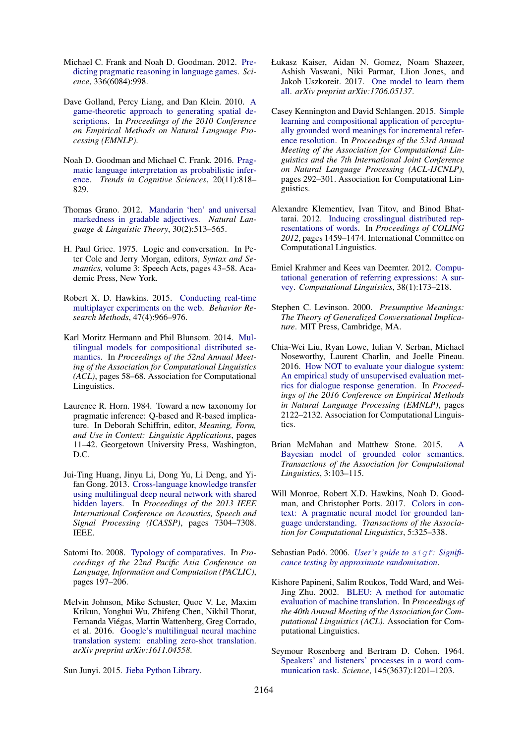Michael C. Frank and Noah D. Goodman. 2012. Predicting pragmatic reasoning in language games. *Science*, 336(6084):998.

Dave Golland, Percy Liang, and Dan Klein. 2010. A game-theoretic approach to generating spatial descriptions. In *Proceedings of the 2010 Conference on Empirical Methods on Natural Language Processing (EMNLP)*.

Noah D. Goodman and Michael C. Frank. 2016. Pragmatic language interpretation as probabilistic inference. *Trends in Cognitive Sciences*, 20(11):818–829.

Thomas Grano. 2012. Mandarin 'hen' and universal markedness in gradable adjectives. *Natural Language & Linguistic Theory*, 30(2):513–565.

H. Paul Grice. 1975. Logic and conversation. In Peter Cole and Jerry Morgan, editors, *Syntax and Semantics*, volume 3: Speech Acts, pages 43–58. Academic Press, New York.

Robert X. D. Hawkins. 2015. Conducting real-time multiplayer experiments on the web. *Behavior Research Methods*, 47(4):966–976.

Karl Moritz Hermann and Phil Blunsom. 2014. Multilingual models for compositional distributed semantics. In *Proceedings of the 52nd Annual Meeting of the Association for Computational Linguistics (ACL)*, pages 58–68. Association for Computational Linguistics.

Laurence R. Horn. 1984. Toward a new taxonomy for pragmatic inference: Q-based and R-based implicature. In Deborah Schiffrin, editor, *Meaning, Form, and Use in Context: Linguistic Applications*, pages 11–42. Georgetown University Press, Washington, D.C.

Jui-Ting Huang, Jinyu Li, Dong Yu, Li Deng, and Yifan Gong. 2013. Cross-language knowledge transfer using multilingual deep neural network with shared hidden layers. In *Proceedings of the 2013 IEEE International Conference on Acoustics, Speech and Signal Processing (ICASSP)*, pages 7304–7308. IEEE.

Satomi Ito. 2008. Typology of comparatives. In *Proceedings of the 22nd Pacific Asia Conference on Language, Information and Computation (PACLIC)*, pages 197–206.

Melvin Johnson, Mike Schuster, Quoc V. Le, Maxim Krikun, Yonghui Wu, Zhifeng Chen, Nikhil Thorat, Fernanda Viégas, Martin Wattenberg, Greg Corrado, et al. 2016. Google's multilingual neural machine translation system: enabling zero-shot translation. *arXiv preprint arXiv:1611.04558*.

Sun Junyi. 2015. Jieba Python Library.

Łukasz Kaiser, Aidan N. Gomez, Noam Shazeer, Ashish Vaswani, Niki Parmar, Llion Jones, and Jakob Uszkoreit. 2017. One model to learn them all. *arXiv preprint arXiv:1706.05137*.

Casey Kennington and David Schlangen. 2015. Simple learning and compositional application of perceptually grounded word meanings for incremental reference resolution. In *Proceedings of the 53rd Annual Meeting of the Association for Computational Linguistics and the 7th International Joint Conference on Natural Language Processing (ACL-IJCNLP)*, pages 292–301. Association for Computational Linguistics.

Alexandre Klementiev, Ivan Titov, and Binod Bhattarai. 2012. Inducing crosslingual distributed representations of words. In *Proceedings of COLING 2012*, pages 1459–1474. International Committee on Computational Linguistics.

Emiel Krahmer and Kees van Deemter. 2012. Computational generation of referring expressions: A survey. *Computational Linguistics*, 38(1):173–218.

Stephen C. Levinson. 2000. *Presumptive Meanings: The Theory of Generalized Conversational Implicature*. MIT Press, Cambridge, MA.

Chia-Wei Liu, Ryan Lowe, Iulian V. Serban, Michael Noseworthy, Laurent Charlin, and Joelle Pineau. 2016. How NOT to evaluate your dialogue system: An empirical study of unsupervised evaluation metrics for dialogue response generation. In *Proceedings of the 2016 Conference on Empirical Methods in Natural Language Processing (EMNLP)*, pages 2122–2132. Association for Computational Linguistics.

Brian McMahan and Matthew Stone. 2015. A Bayesian model of grounded color semantics. *Transactions of the Association for Computational Linguistics*, 3:103–115.

Will Monroe, Robert X.D. Hawkins, Noah D. Goodman, and Christopher Potts. 2017. Colors in context: A pragmatic neural model for grounded language understanding. *Transactions of the Association for Computational Linguistics*, 5:325–338.

Sebastian Padó. 2006. *User's guide to `sigf`: Significance testing by approximate randomisation*.

Kishore Papineni, Salim Roukos, Todd Ward, and Wei-Jing Zhu. 2002. BLEU: A method for automatic evaluation of machine translation. In *Proceedings of the 40th Annual Meeting of the Association for Computational Linguistics (ACL)*. Association for Computational Linguistics.

Seymour Rosenberg and Bertram D. Cohen. 1964. Speakers' and listeners' processes in a word communication task. *Science*, 145(3637):1201–1203.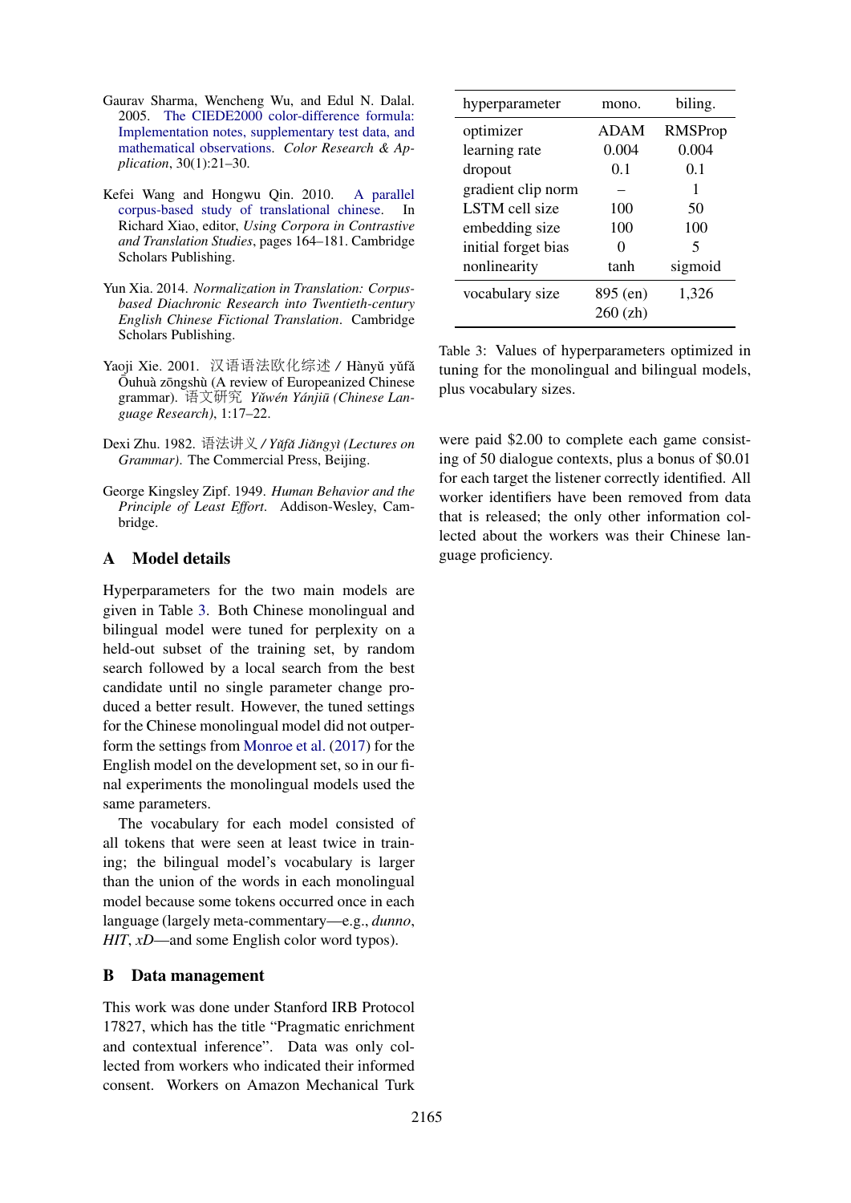Gaurav Sharma, Wencheng Wu, and Edul N. Dalal. 2005. The CIEDE2000 color-difference formula: Implementation notes, supplementary test data, and mathematical observations. *Color Research & Application*, 30(1):21–30.

Kefei Wang and Hongwu Qin. 2010. A parallel corpus-based study of translational chinese. In Richard Xiao, editor, *Using Corpora in Contrastive and Translation Studies*, pages 164–181. Cambridge Scholars Publishing.

Yun Xia. 2014. *Normalization in Translation: Corpus-based Diachronic Research into Twentieth-century English Chinese Fictional Translation*. Cambridge Scholars Publishing.

Yaoji Xie. 2001. 汉语语法欧化综述 / Hànyǔ yǔfǎ Ōuhuà zōngshù (A review of Europeanized Chinese grammar). 语文研究 *Yǔwén Yánjiū (Chinese Language Research)*, 1:17–22.

Dexi Zhu. 1982. 语法讲义 */ Yǔfǎ Jiǎngyì (Lectures on Grammar)*. The Commercial Press, Beijing.

George Kingsley Zipf. 1949. *Human Behavior and the Principle of Least Effort*. Addison-Wesley, Cambridge.

## A Model details

Hyperparameters for the two main models are given in Table 3. Both Chinese monolingual and bilingual model were tuned for perplexity on a held-out subset of the training set, by random search followed by a local search from the best candidate until no single parameter change produced a better result. However, the tuned settings for the Chinese monolingual model did not outperform the settings from Monroe et al. (2017) for the English model on the development set, so in our final experiments the monolingual models used the same parameters.

The vocabulary for each model consisted of all tokens that were seen at least twice in training; the bilingual model's vocabulary is larger than the union of the words in each monolingual model because some tokens occurred once in each language (largely meta-commentary—e.g., *dunno*, *HIT*, *xD*—and some English color word typos).

## B Data management

This work was done under Stanford IRB Protocol 17827, which has the title "Pragmatic enrichment and contextual inference". Data was only collected from workers who indicated their informed consent. Workers on Amazon Mechanical Turk were paid \$2.00 to complete each game consisting of 50 dialogue contexts, plus a bonus of \$0.01 for each target the listener correctly identified. All worker identifiers have been removed from data that is released; the only other information collected about the workers was their Chinese language proficiency.

| hyperparameter | mono. | biling. |
|---|---|---|
| optimizer | ADAM | RMSProp |
| learning rate | 0.004 | 0.004 |
| dropout | 0.1 | 0.1 |
| gradient clip norm | – | 1 |
| LSTM cell size | 100 | 50 |
| embedding size | 100 | 100 |
| initial forget bias | 0 | 5 |
| nonlinearity | tanh | sigmoid |
| vocabulary size | 895 (en) 260 (zh) | 1,326 |

Table 3: Values of hyperparameters optimized in tuning for the monolingual and bilingual models, plus vocabulary sizes.